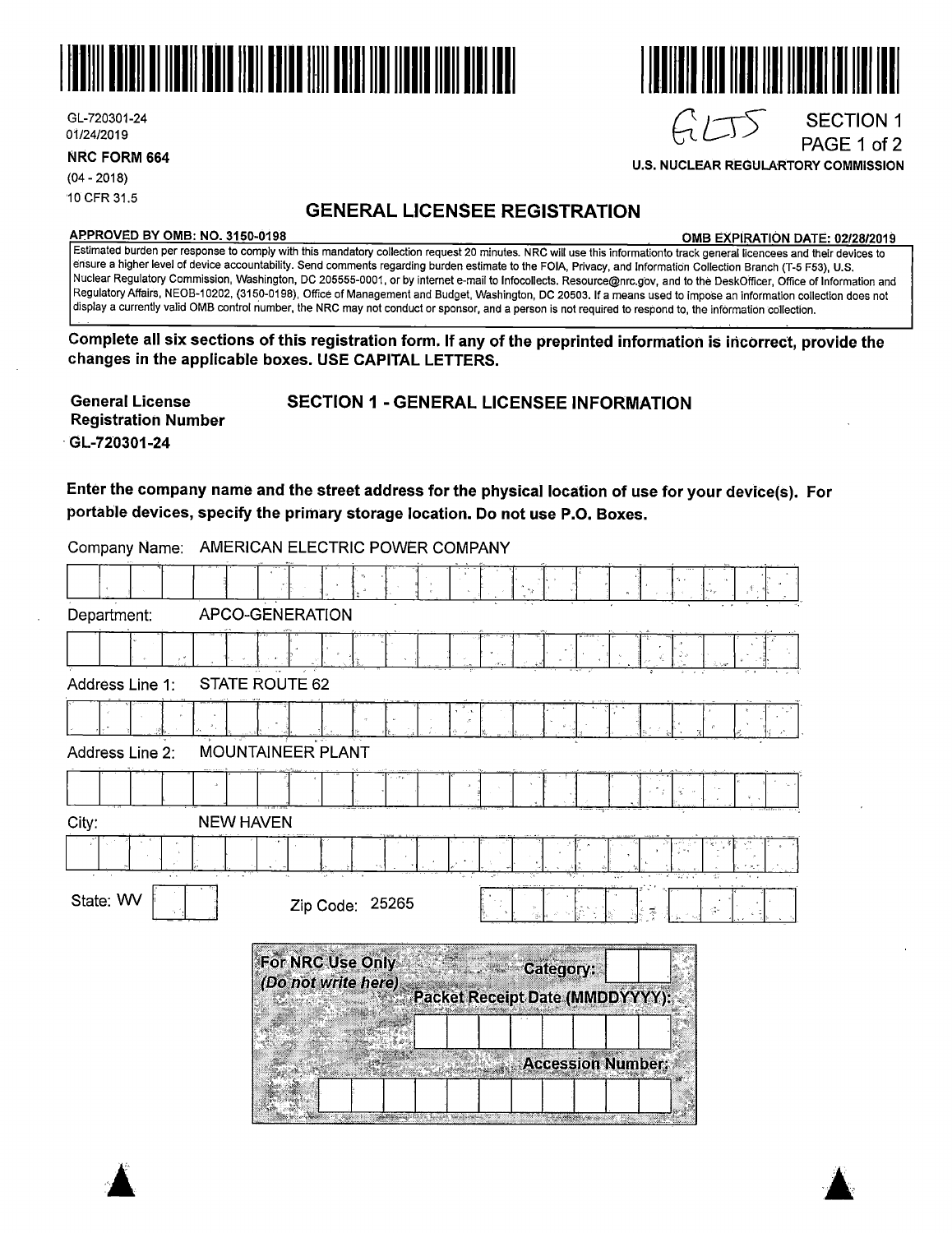GL-720301-24
01/24/2019

**NRC FORM 664**

(04 - 2018)

10 CFR 31.5

GLTS

SECTION 1
PAGE 1 of 2

**U.S. NUCLEAR REGULARTORY COMMISSION**

# GENERAL LICENSEE REGISTRATION

**APPROVED BY OMB: NO. 3150-0198** **OMB EXPIRATION DATE: 02/28/2019**

Estimated burden per response to comply with this mandatory collection request 20 minutes. NRC will use this informationto track general licencees and their devices to ensure a higher level of device accountability. Send comments regarding burden estimate to the FOIA, Privacy, and Information Collection Branch (T-5 F53), U.S. Nuclear Regulatory Commission, Washington, DC 205555-0001, or by internet e-mail to Infocollects. Resource@nrc.gov, and to the DeskOfficer, Office of Information and Regulatory Affairs, NEOB-10202, (3150-0198), Office of Management and Budget, Washington, DC 20503. If a means used to impose an information collection does not display a currently valid OMB control number, the NRC may not conduct or sponsor, and a person is not required to respond to, the information collection.

**Complete all six sections of this registration form. If any of the preprinted information is incorrect, provide the changes in the applicable boxes. USE CAPITAL LETTERS.**

**General License Registration Number**
**GL-720301-24**

## SECTION 1 - GENERAL LICENSEE INFORMATION

**Enter the company name and the street address for the physical location of use for your device(s). For portable devices, specify the primary storage location. Do not use P.O. Boxes.**

Company Name: AMERICAN ELECTRIC POWER COMPANY

Department: APCO-GENERATION

Address Line 1: STATE ROUTE 62

Address Line 2: MOUNTAINEER PLANT

City: NEW HAVEN

State: WV

Zip Code: 25265

For NRC Use Only
*(Do not write here)*

Category:

Packet Receipt Date (MMDDYYYY):

Accession Number: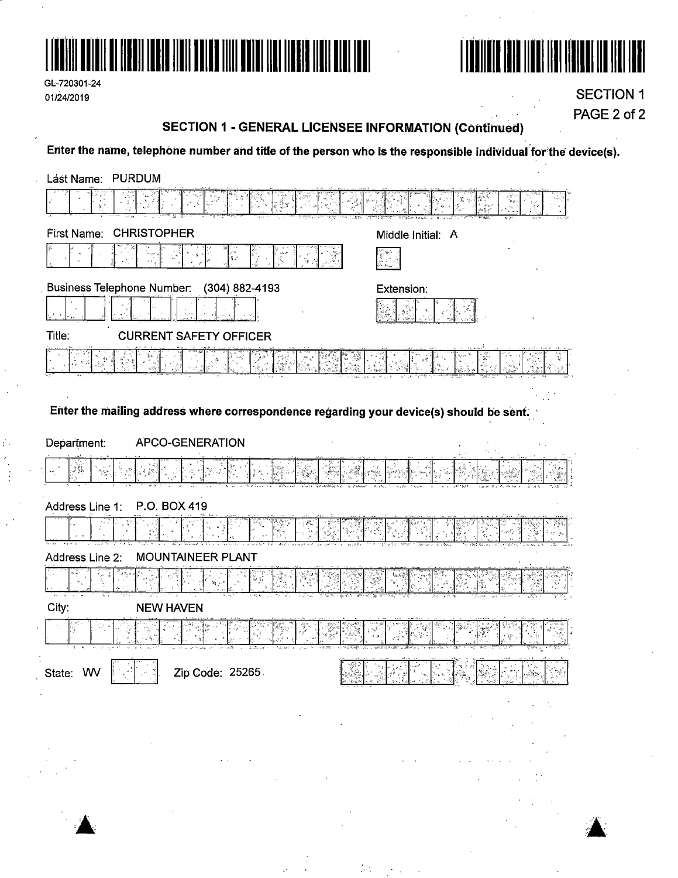GL-720301-24
01/24/2019

SECTION 1
PAGE 2 of 2

## SECTION 1 - GENERAL LICENSEE INFORMATION (Continued)

**Enter the name, telephone number and title of the person who is the responsible individual for the device(s).**

Last Name: PURDUM

First Name: CHRISTOPHER

Middle Initial: A

Business Telephone Number: (304) 882-4193

Extension:

Title: CURRENT SAFETY OFFICER

**Enter the mailing address where correspondence regarding your device(s) should be sent.**

Department: APCO-GENERATION

Address Line 1: P.O. BOX 419

Address Line 2: MOUNTAINEER PLANT

City: NEW HAVEN

State: WV

Zip Code: 25265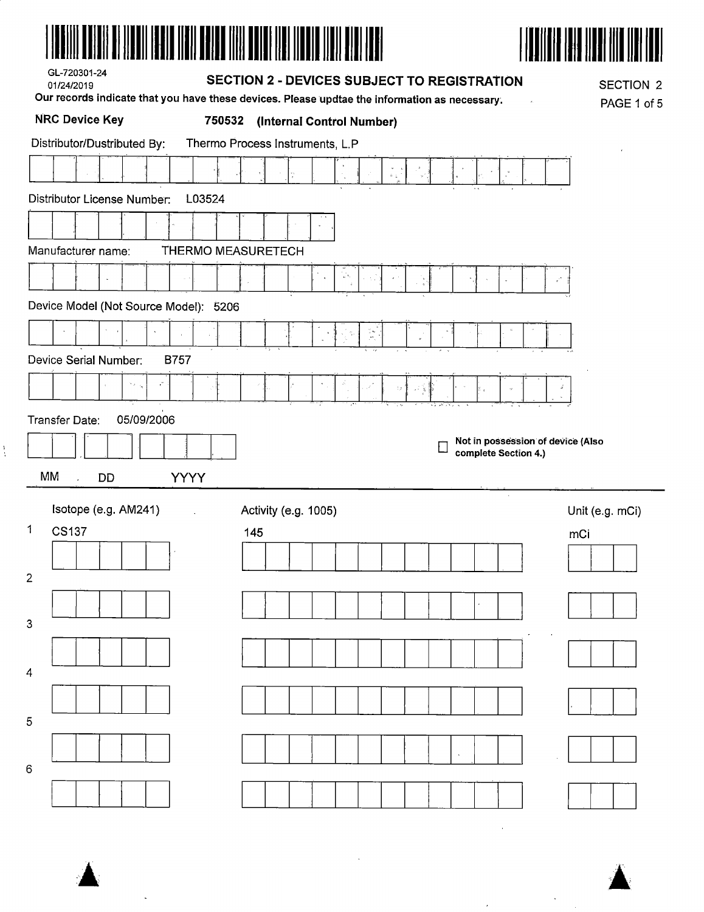GL-720301-24
01/24/2019

## SECTION 2 - DEVICES SUBJECT TO REGISTRATION

SECTION 2
PAGE 1 of 5

**Our records indicate that you have these devices. Please updtae the information as necessary.**

**NRC Device Key** **750532 (Internal Control Number)**

Distributor/Dustributed By: Thermo Process Instruments, L.P

Distributor License Number: L03524

Manufacturer name: THERMO MEASURETECH

Device Model (Not Source Model): 5206

Device Serial Number: B757

Transfer Date: 05/09/2006

MM DD YYYY

☐ **Not in possession of device (Also complete Section 4.)**

| | Isotope (e.g. AM241) | Activity (e.g. 1005) | Unit (e.g. mCi) |
|---|---|---|---|
| 1 | CS137 | 145 | mCi |
| 2 | | | |
| 3 | | | |
| 4 | | | |
| 5 | | | |
| 6 | | | |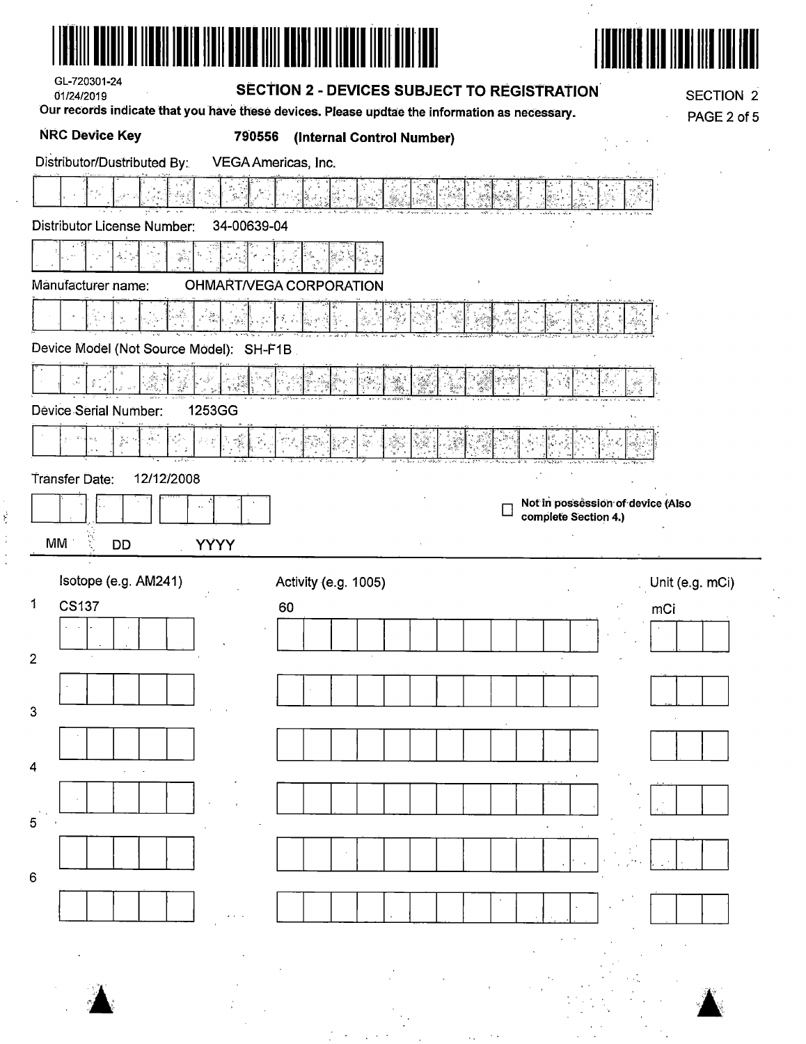GL-720301-24
01/24/2019

## SECTION 2 - DEVICES SUBJECT TO REGISTRATION

SECTION 2
PAGE 2 of 5

**Our records indicate that you have these devices. Please updtae the information as necessary.**

**NRC Device Key** **790556 (Internal Control Number)**

Distributor/Dustributed By: VEGA Americas, Inc.

Distributor License Number: 34-00639-04

Manufacturer name: OHMART/VEGA CORPORATION

Device Model (Not Source Model): SH-F1B

Device Serial Number: 1253GG

Transfer Date: 12/12/2008

MM DD YYYY

☐ **Not in possession of device (Also complete Section 4.)**

| | Isotope (e.g. AM241) | Activity (e.g. 1005) | Unit (e.g. mCi) |
|---|---|---|---|
| 1 | CS137 | 60 | mCi |
| 2 | | | |
| 3 | | | |
| 4 | | | |
| 5 | | | |
| 6 | | | |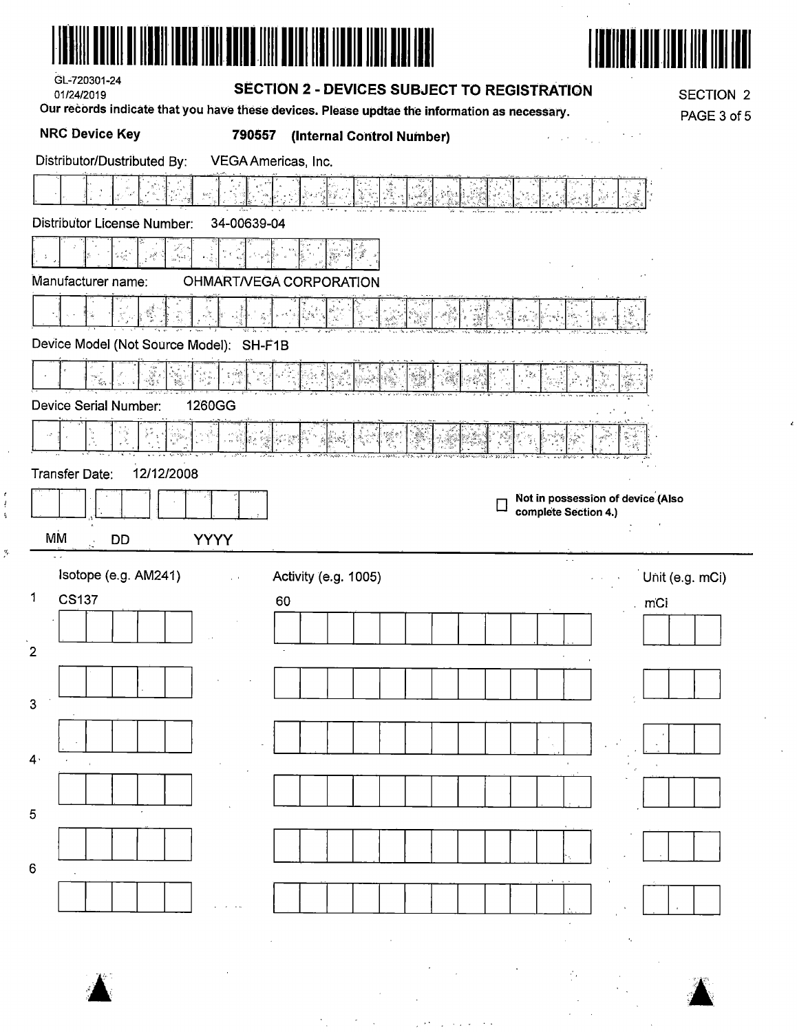GL-720301-24
01/24/2019

## SECTION 2 - DEVICES SUBJECT TO REGISTRATION

SECTION 2
PAGE 3 of 5

**Our records indicate that you have these devices. Please updtae the information as necessary.**

**NRC Device Key** **790557 (Internal Control Number)**

Distributor/Dustributed By: VEGA Americas, Inc.

Distributor License Number: 34-00639-04

Manufacturer name: OHMART/VEGA CORPORATION

Device Model (Not Source Model): SH-F1B

Device Serial Number: 1260GG

Transfer Date: 12/12/2008

MM DD YYYY

☐ **Not in possession of device (Also complete Section 4.)**

| | Isotope (e.g. AM241) | Activity (e.g. 1005) | Unit (e.g. mCi) |
|---|---|---|---|
| 1 | CS137 | 60 | mCi |
| 2 | | | |
| 3 | | | |
| 4 | | | |
| 5 | | | |
| 6 | | | |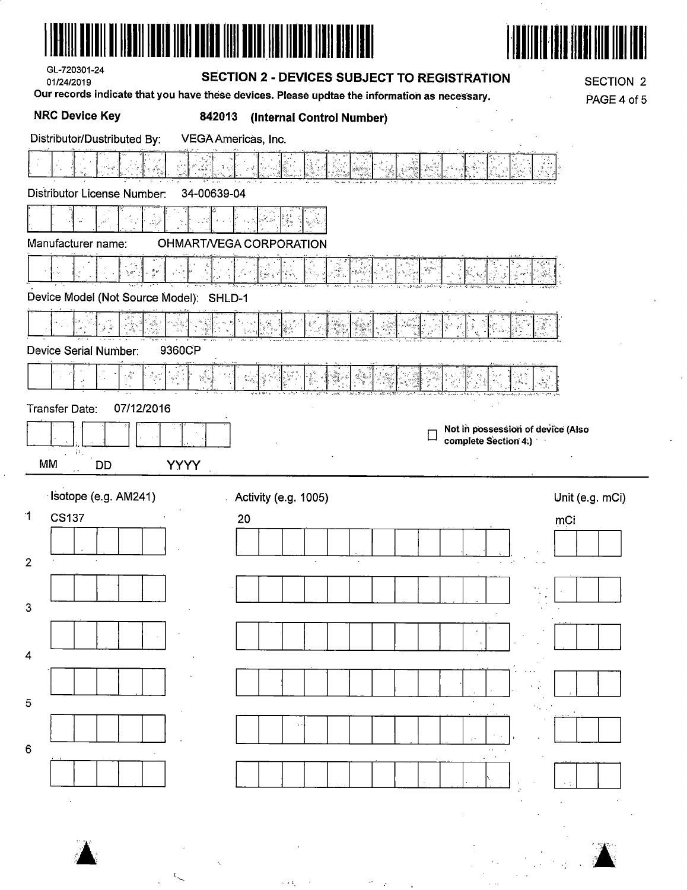GL-720301-24
01/24/2019

## SECTION 2 - DEVICES SUBJECT TO REGISTRATION

SECTION 2

**Our records indicate that you have these devices. Please updtae the information as necessary.**

**NRC Device Key** **842013** **(Internal Control Number)**

Distributor/Dustributed By: VEGA Americas, Inc.

Distributor License Number: 34-00639-04

Manufacturer name: OHMART/VEGA CORPORATION

Device Model (Not Source Model): SHLD-1

Device Serial Number: 9360CP

Transfer Date: 07/12/2016

MM DD YYYY

☐ **Not in possession of device (Also complete Section 4.)**

| | Isotope (e.g. AM241) | Activity (e.g. 1005) | Unit (e.g. mCi) |
|---|---|---|---|
| 1 | CS137 | 20 | mCi |
| 2 | | | |
| 3 | | | |
| 4 | | | |
| 5 | | | |
| 6 | | | |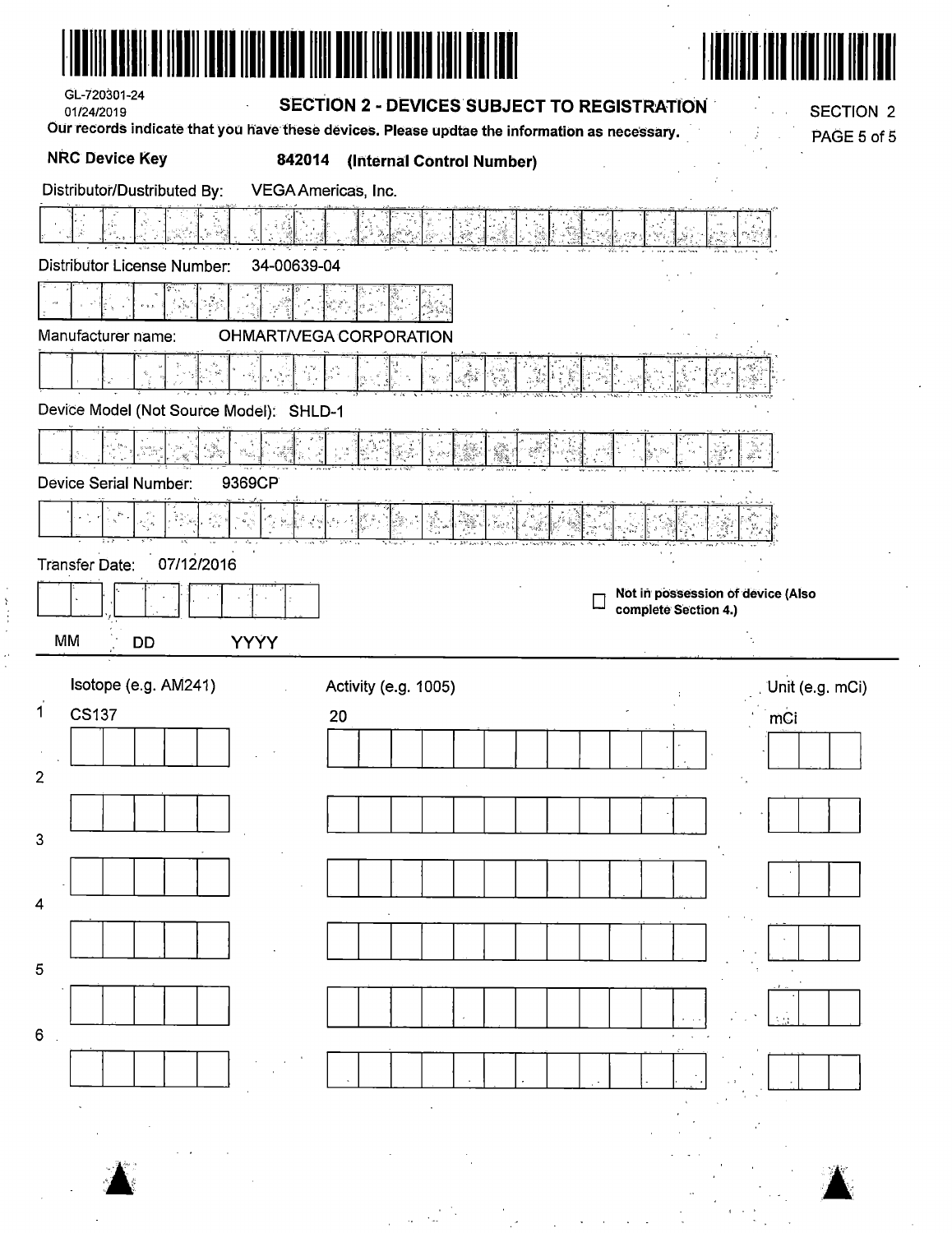GL-720301-24
01/24/2019

## SECTION 2 - DEVICES SUBJECT TO REGISTRATION

SECTION 2
PAGE 5 of 5

**Our records indicate that you have these devices. Please updtae the information as necessary.**

**NRC Device Key** **842014 (Internal Control Number)**

Distributor/Dustributed By: VEGA Americas, Inc.

Distributor License Number: 34-00639-04

Manufacturer name: OHMART/VEGA CORPORATION

Device Model (Not Source Model): SHLD-1

Device Serial Number: 9369CP

Transfer Date: 07/12/2016

MM DD YYYY

☐ **Not in possession of device (Also complete Section 4.)**

| | Isotope (e.g. AM241) | Activity (e.g. 1005) | Unit (e.g. mCi) |
|---|---|---|---|
| 1 | CS137 | 20 | mCi |
| 2 | | | |
| 3 | | | |
| 4 | | | |
| 5 | | | |
| 6 | | | |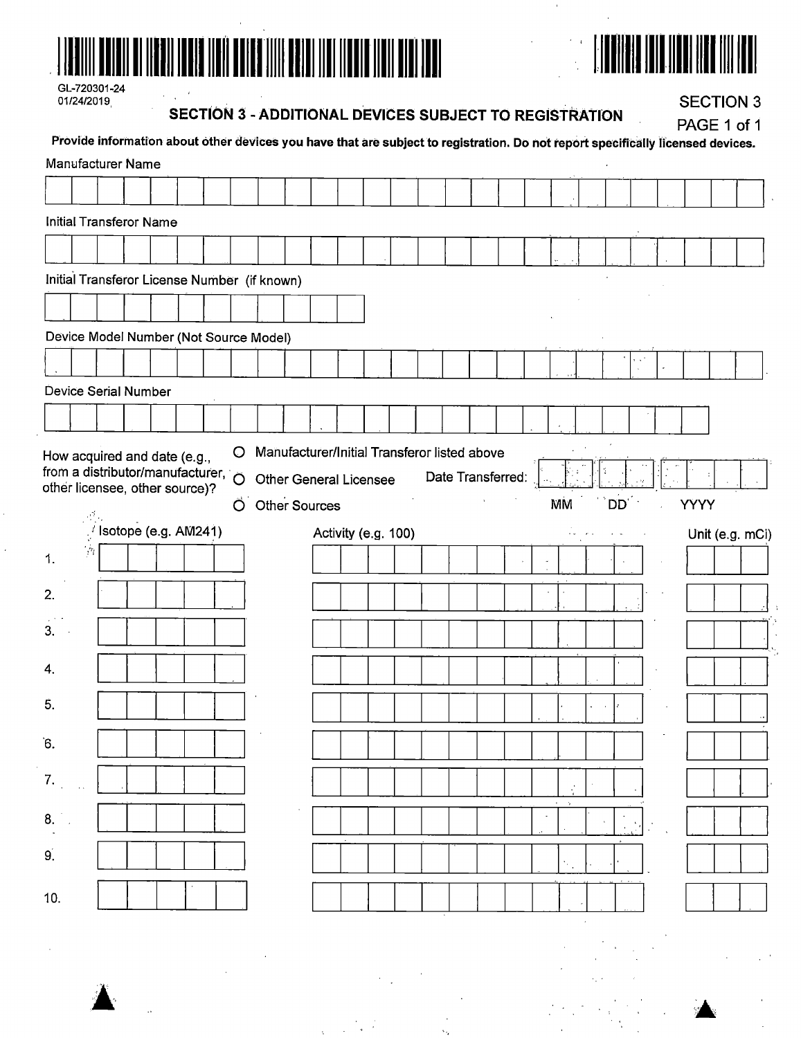GL-720301-24
01/24/2019

## SECTION 3 - ADDITIONAL DEVICES SUBJECT TO REGISTRATION

SECTION 3
PAGE 1 of 1

**Provide information about other devices you have that are subject to registration. Do not report specifically licensed devices.**

Manufacturer Name

Initial Transferor Name

Initial Transferor License Number (if known)

Device Model Number (Not Source Model)

Device Serial Number

How acquired and date (e.g., from a distributor/manufacturer, other licensee, other source)?

- O Manufacturer/Initial Transferor listed above
- O Other General Licensee
- O Other Sources

Date Transferred: MM DD YYYY

| | Isotope (e.g. AM241) | Activity (e.g. 100) | Unit (e.g. mCi) |
|---|---|---|---|
| 1. | | | |
| 2. | | | |
| 3. | | | |
| 4. | | | |
| 5. | | | |
| 6. | | | |
| 7. | | | |
| 8. | | | |
| 9. | | | |
| 10. | | | |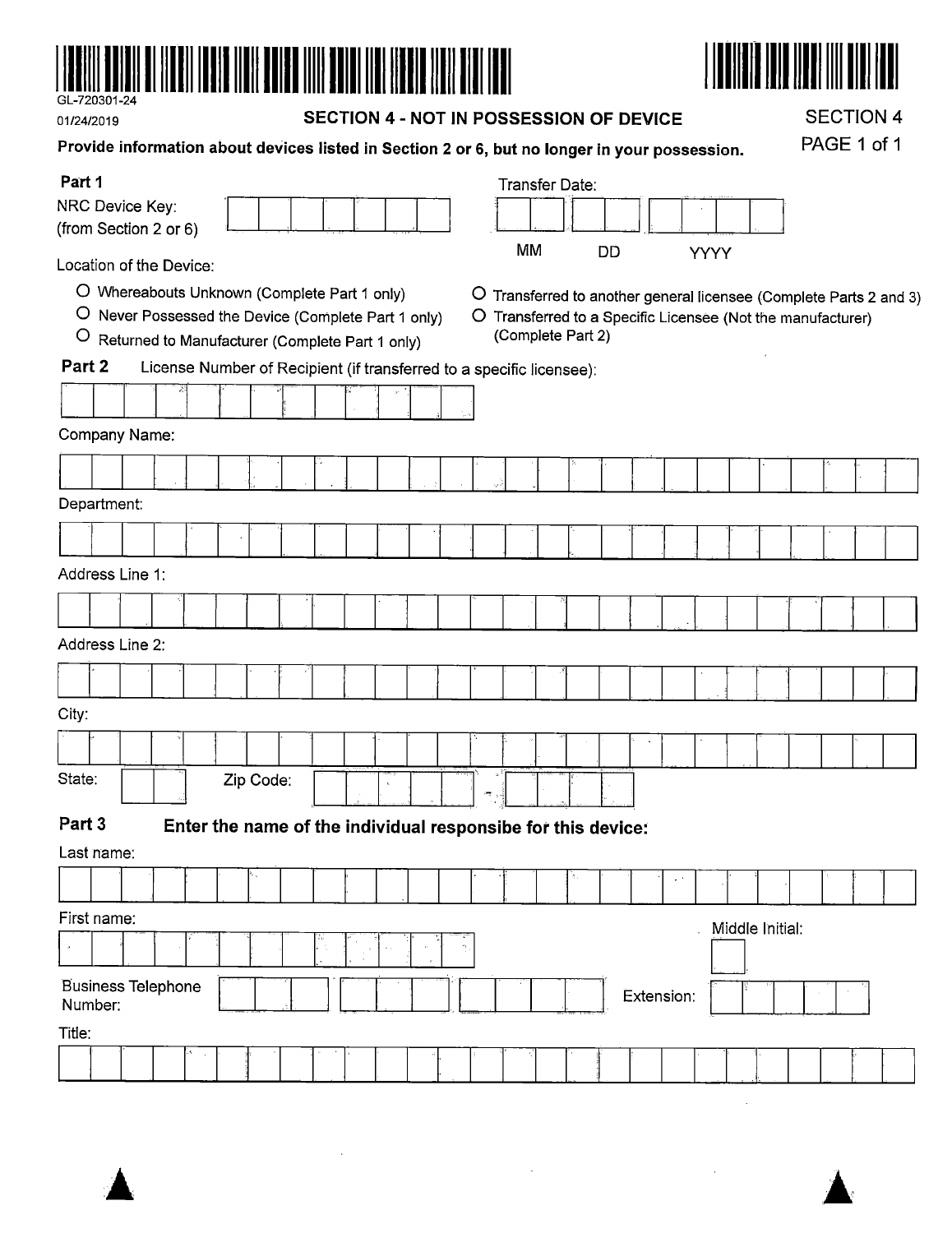GL-720301-24

01/24/2019

## SECTION 4 - NOT IN POSSESSION OF DEVICE

SECTION 4
PAGE 1 of 1

**Provide information about devices listed in Section 2 or 6, but no longer in your possession.**

### Part 1

NRC Device Key: (from Section 2 or 6)

Transfer Date: MM DD YYYY

Location of the Device:

- O Whereabouts Unknown (Complete Part 1 only)
- O Never Possessed the Device (Complete Part 1 only)
- O Returned to Manufacturer (Complete Part 1 only)
- O Transferred to another general licensee (Complete Parts 2 and 3)
- O Transferred to a Specific Licensee (Not the manufacturer) (Complete Part 2)

### Part 2

License Number of Recipient (if transferred to a specific licensee):

Company Name:

Department:

Address Line 1:

Address Line 2:

City:

State: Zip Code: -

### Part 3

**Enter the name of the individual responsibe for this device:**

Last name:

First name:

Middle Initial:

Business Telephone Number:

Extension:

Title: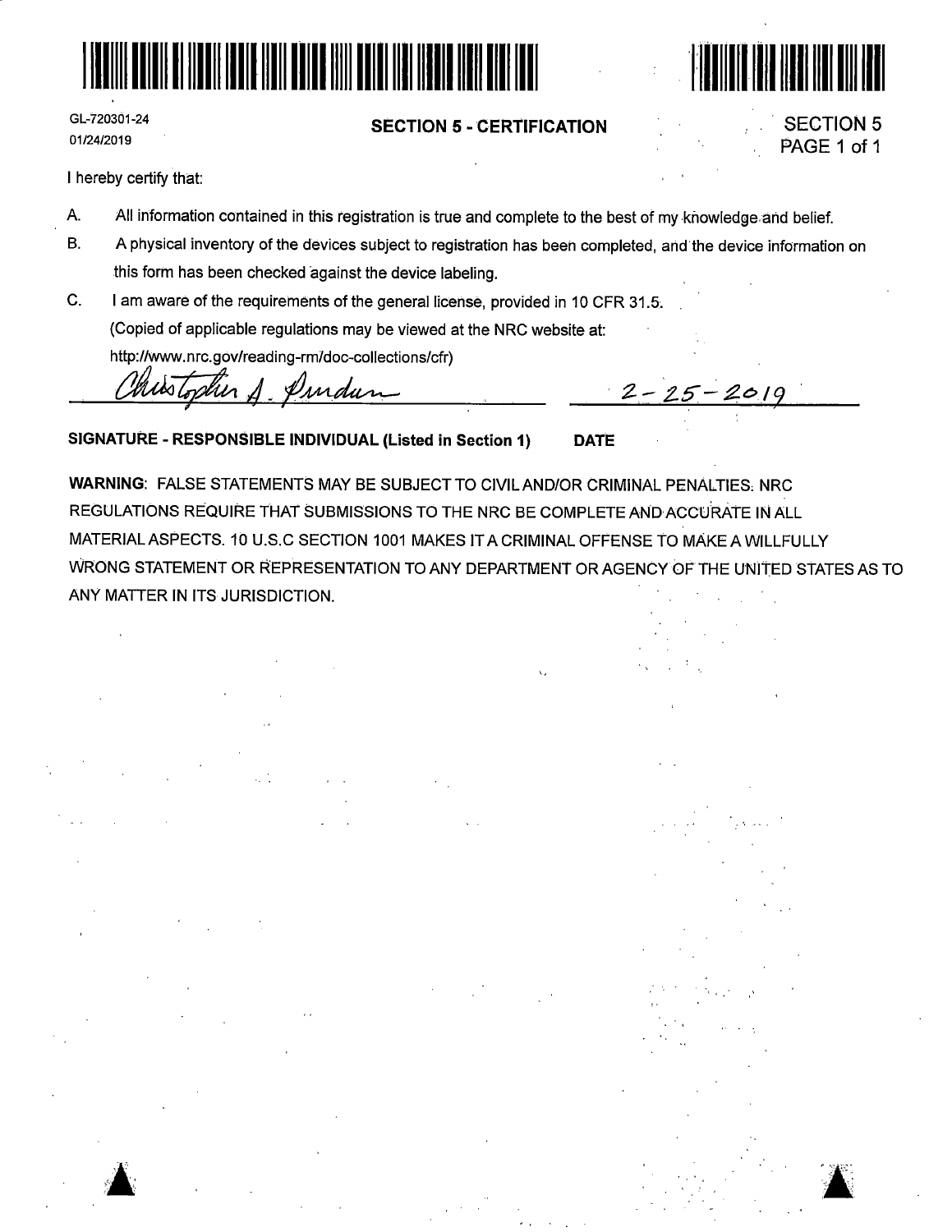GL-720301-24
01/24/2019

## SECTION 5 - CERTIFICATION

SECTION 5
PAGE 1 of 1

I hereby certify that:

A. All information contained in this registration is true and complete to the best of my knowledge and belief.

B. A physical inventory of the devices subject to registration has been completed, and the device information on this form has been checked against the device labeling.

C. I am aware of the requirements of the general license, provided in 10 CFR 31.5.
(Copied of applicable regulations may be viewed at the NRC website at:
http://www.nrc.gov/reading-rm/doc-collections/cfr)

Christopher A. Purdum — 2-25-2019

**SIGNATURE - RESPONSIBLE INDIVIDUAL (Listed in Section 1)** **DATE**

**WARNING**: FALSE STATEMENTS MAY BE SUBJECT TO CIVIL AND/OR CRIMINAL PENALTIES. NRC REGULATIONS REQUIRE THAT SUBMISSIONS TO THE NRC BE COMPLETE AND ACCURATE IN ALL MATERIAL ASPECTS. 10 U.S.C SECTION 1001 MAKES IT A CRIMINAL OFFENSE TO MAKE A WILLFULLY WRONG STATEMENT OR REPRESENTATION TO ANY DEPARTMENT OR AGENCY OF THE UNITED STATES AS TO ANY MATTER IN ITS JURISDICTION.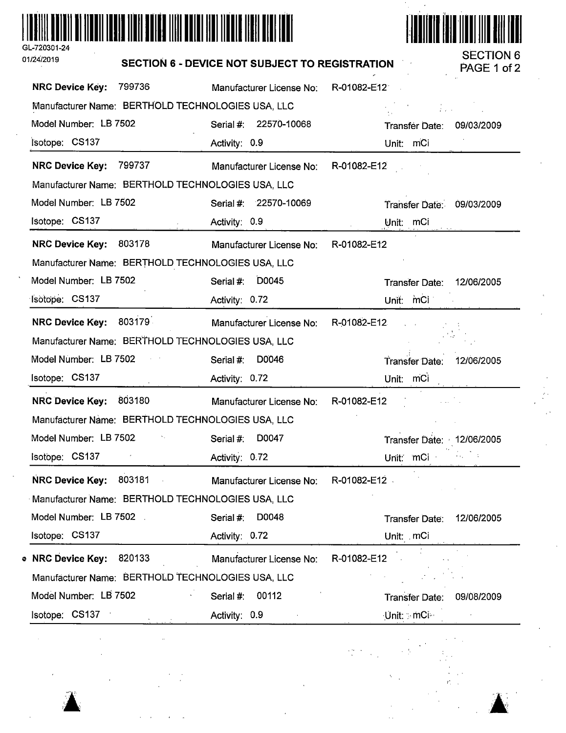GL-720301-24
01/24/2019

## SECTION 6 - DEVICE NOT SUBJECT TO REGISTRATION

SECTION 6
PAGE 1 of 2

**NRC Device Key:** 799736 | Manufacturer License No: R-01082-E12
Manufacturer Name: BERTHOLD TECHNOLOGIES USA, LLC
Model Number: LB 7502 | Serial #: 22570-10068 | Transfer Date: 09/03/2009
Isotope: CS137 | Activity: 0.9 | Unit: mCi

---

**NRC Device Key:** 799737 | Manufacturer License No: R-01082-E12
Manufacturer Name: BERTHOLD TECHNOLOGIES USA, LLC
Model Number: LB 7502 | Serial #: 22570-10069 | Transfer Date: 09/03/2009
Isotope: CS137 | Activity: 0.9 | Unit: mCi

---

**NRC Device Key:** 803178 | Manufacturer License No: R-01082-E12
Manufacturer Name: BERTHOLD TECHNOLOGIES USA, LLC
Model Number: LB 7502 | Serial #: D0045 | Transfer Date: 12/06/2005
Isotope: CS137 | Activity: 0.72 | Unit: mCi

---

**NRC Device Key:** 803179 | Manufacturer License No: R-01082-E12
Manufacturer Name: BERTHOLD TECHNOLOGIES USA, LLC
Model Number: LB 7502 | Serial #: D0046 | Transfer Date: 12/06/2005
Isotope: CS137 | Activity: 0.72 | Unit: mCi

---

**NRC Device Key:** 803180 | Manufacturer License No: R-01082-E12
Manufacturer Name: BERTHOLD TECHNOLOGIES USA, LLC
Model Number: LB 7502 | Serial #: D0047 | Transfer Date: 12/06/2005
Isotope: CS137 | Activity: 0.72 | Unit: mCi

---

**NRC Device Key:** 803181 | Manufacturer License No: R-01082-E12
Manufacturer Name: BERTHOLD TECHNOLOGIES USA, LLC
Model Number: LB 7502 | Serial #: D0048 | Transfer Date: 12/06/2005
Isotope: CS137 | Activity: 0.72 | Unit: mCi

---

**NRC Device Key:** 820133 | Manufacturer License No: R-01082-E12
Manufacturer Name: BERTHOLD TECHNOLOGIES USA, LLC
Model Number: LB 7502 | Serial #: 00112 | Transfer Date: 09/08/2009
Isotope: CS137 | Activity: 0.9 | Unit: mCi

---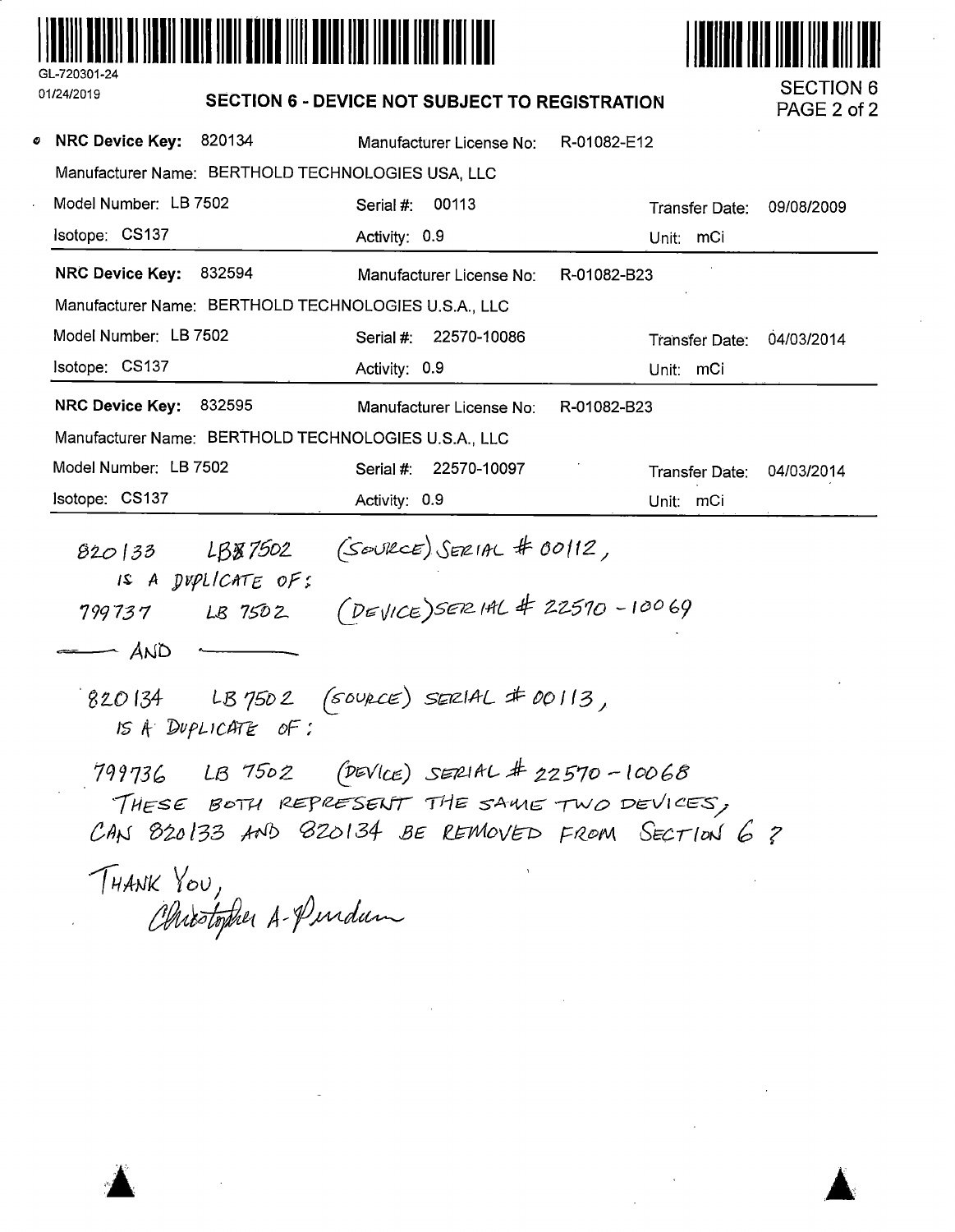GL-720301-24

01/24/2019

## SECTION 6 - DEVICE NOT SUBJECT TO REGISTRATION

| | | | | | |
|---|---|---|---|---|---|
| **NRC Device Key:** 820134 | | Manufacturer License No: | R-01082-E12 | | |
| Manufacturer Name: BERTHOLD TECHNOLOGIES USA, LLC | | | | | |
| Model Number: LB 7502 | | Serial #: 00113 | | Transfer Date: | 09/08/2009 |
| Isotope: CS137 | | Activity: 0.9 | | Unit: mCi | |
| **NRC Device Key:** 832594 | | Manufacturer License No: | R-01082-B23 | | |
| Manufacturer Name: BERTHOLD TECHNOLOGIES U.S.A., LLC | | | | | |
| Model Number: LB 7502 | | Serial #: 22570-10086 | | Transfer Date: | 04/03/2014 |
| Isotope: CS137 | | Activity: 0.9 | | Unit: mCi | |
| **NRC Device Key:** 832595 | | Manufacturer License No: | R-01082-B23 | | |
| Manufacturer Name: BERTHOLD TECHNOLOGIES U.S.A., LLC | | | | | |
| Model Number: LB 7502 | | Serial #: 22570-10097 | | Transfer Date: | 04/03/2014 |
| Isotope: CS137 | | Activity: 0.9 | | Unit: mCi | |

820133 LB 7502 (SOURCE) SERIAL # 00112,
IS A DUPLICATE OF:
799737 LB 7502 (DEVICE) SERIAL # 22570-10069

— AND —

820134 LB 7502 (SOURCE) SERIAL # 00113,
IS A DUPLICATE OF:

799736 LB 7502 (DEVICE) SERIAL # 22570-10068
THESE BOTH REPRESENT THE SAME TWO DEVICES,
CAN 820133 AND 820134 BE REMOVED FROM SECTION 6 ?

THANK YOU,
Christopher A-Purdum